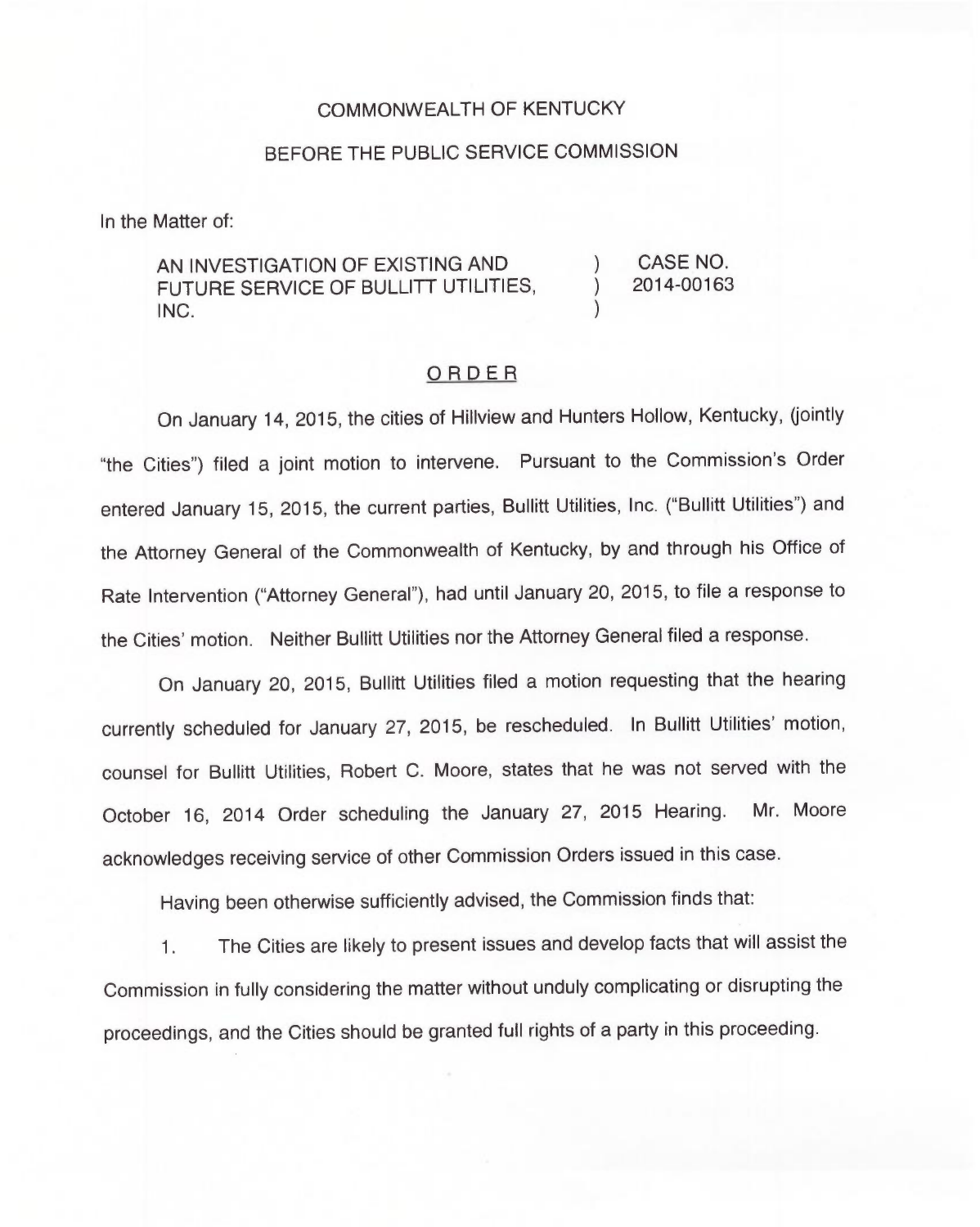COMMONWEALTH OF KENTUCKY

BEFORE THE PUBLIC SERVICE COMMISSION

In the Matter of:

| | | |
|---|---|---|
| AN INVESTIGATION OF EXISTING AND FUTURE SERVICE OF BULLITT UTILITIES, INC. | ) ) ) | CASE NO. 2014-00163 |

ORDER

On January 14, 2015, the cities of Hillview and Hunters Hollow, Kentucky, (jointly "the Cities") filed a joint motion to intervene. Pursuant to the Commission's Order entered January 15, 2015, the current parties, Bullitt Utilities, Inc. ("Bullitt Utilities") and the Attorney General of the Commonwealth of Kentucky, by and through his Office of Rate Intervention ("Attorney General"), had until January 20, 2015, to file a response to the Cities' motion. Neither Bullitt Utilities nor the Attorney General filed a response.

On January 20, 2015, Bullitt Utilities filed a motion requesting that the hearing currently scheduled for January 27, 2015, be rescheduled. In Bullitt Utilities' motion, counsel for Bullitt Utilities, Robert C. Moore, states that he was not served with the October 16, 2014 Order scheduling the January 27, 2015 Hearing. Mr. Moore acknowledges receiving service of other Commission Orders issued in this case.

Having been otherwise sufficiently advised, the Commission finds that:

1. The Cities are likely to present issues and develop facts that will assist the Commission in fully considering the matter without unduly complicating or disrupting the proceedings, and the Cities should be granted full rights of a party in this proceeding.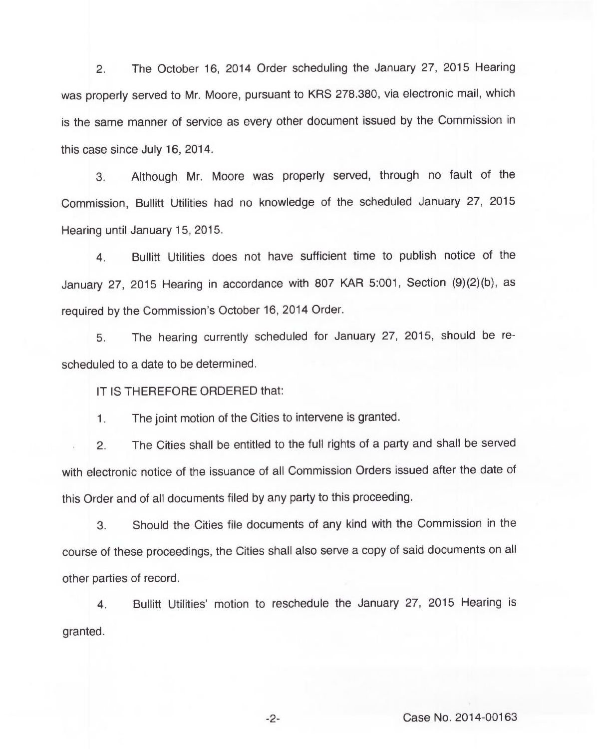2. The October 16, 2014 Order scheduling the January 27, 2015 Hearing was properly served to Mr. Moore, pursuant to KRS 278.380, via electronic mail, which is the same manner of service as every other document issued by the Commission in this case since July 16, 2014.

3. Although Mr. Moore was properly served, through no fault of the Commission, Bullitt Utilities had no knowledge of the scheduled January 27, 2015 Hearing until January 15, 2015.

4. Bullitt Utilities does not have sufficient time to publish notice of the January 27, 2015 Hearing in accordance with 807 KAR 5:001, Section (9)(2)(b), as required by the Commission's October 16, 2014 Order.

5. The hearing currently scheduled for January 27, 2015, should be re-scheduled to a date to be determined.

IT IS THEREFORE ORDERED that:

1. The joint motion of the Cities to intervene is granted.

2. The Cities shall be entitled to the full rights of a party and shall be served with electronic notice of the issuance of all Commission Orders issued after the date of this Order and of all documents filed by any party to this proceeding.

3. Should the Cities file documents of any kind with the Commission in the course of these proceedings, the Cities shall also serve a copy of said documents on all other parties of record.

4. Bullitt Utilities' motion to reschedule the January 27, 2015 Hearing is granted.

Case No. 2014-00163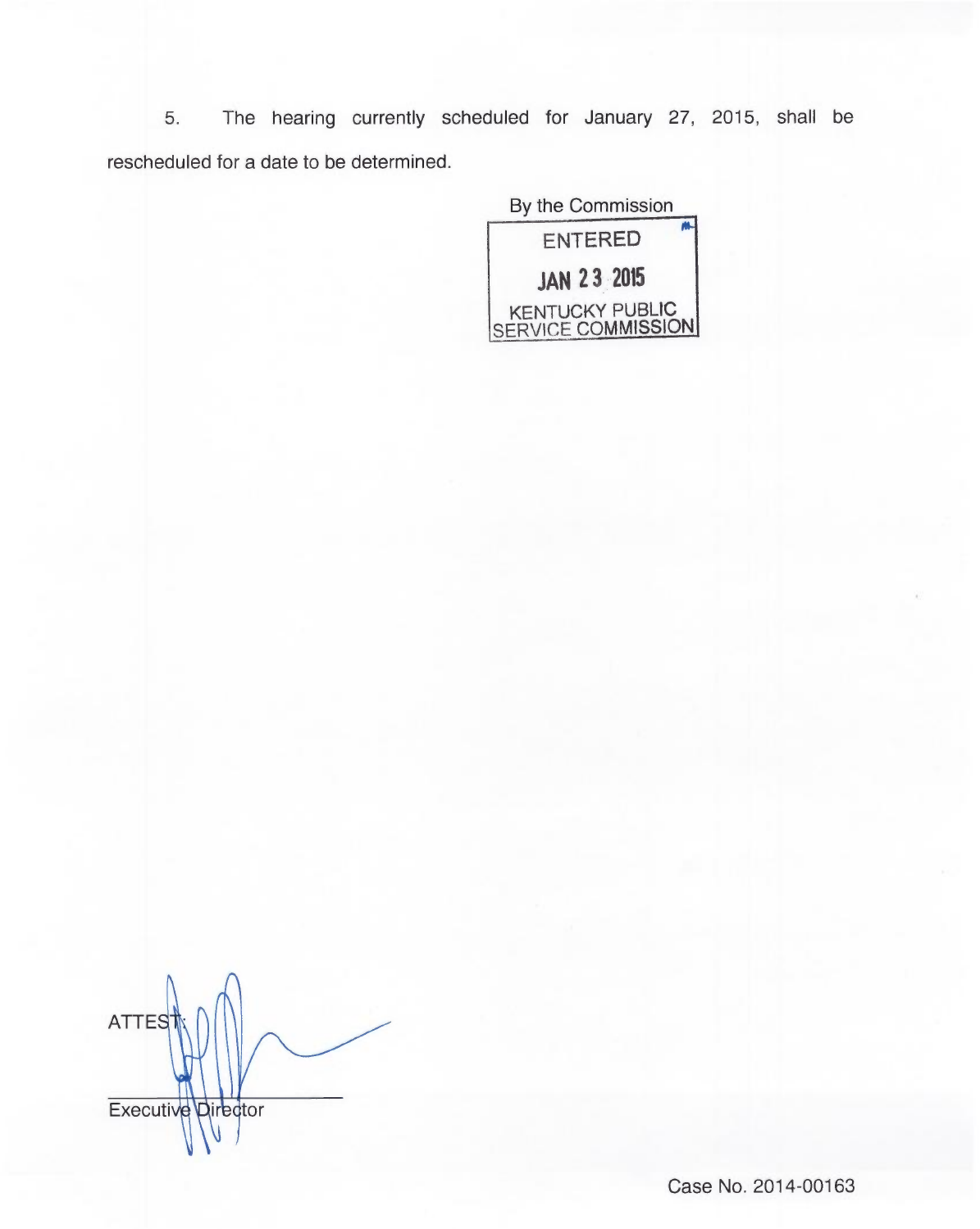5. The hearing currently scheduled for January 27, 2015, shall be rescheduled for a date to be determined.

By the Commission

ENTERED

JAN 23 2015

KENTUCKY PUBLIC SERVICE COMMISSION

ATTEST:

Executive Director

Case No. 2014-00163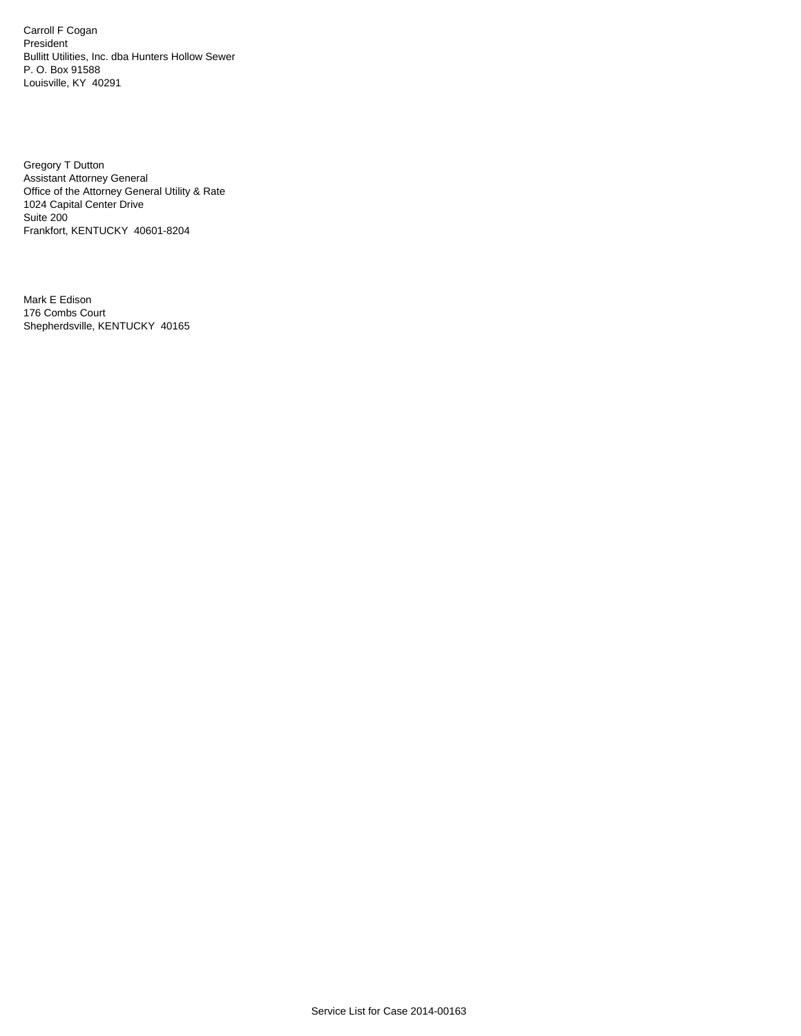Carroll F Cogan
President
Bullitt Utilities, Inc. dba Hunters Hollow Sewer
P. O. Box 91588
Louisville, KY 40291

Gregory T Dutton
Assistant Attorney General
Office of the Attorney General Utility & Rate
1024 Capital Center Drive
Suite 200
Frankfort, KENTUCKY 40601-8204

Mark E Edison
176 Combs Court
Shepherdsville, KENTUCKY 40165

Service List for Case 2014-00163